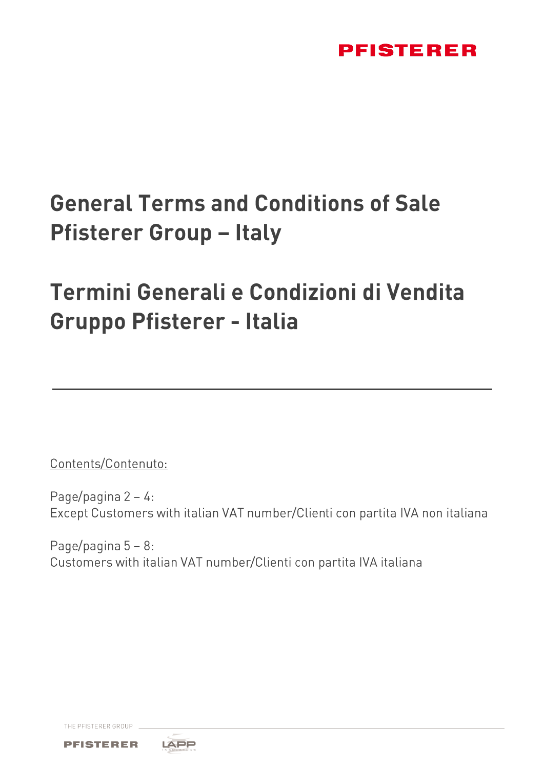PFISTERER

# General Terms and Conditions of Sale Pfisterer Group – Italy

# Termini Generali e Condizioni di Vendita Gruppo Pfisterer - Italia

---

Contents/Contenuto:

Page/pagina 2 – 4:
Except Customers with italian VAT number/Clienti con partita IVA non italiana

Page/pagina 5 – 8:
Customers with italian VAT number/Clienti con partita IVA italiana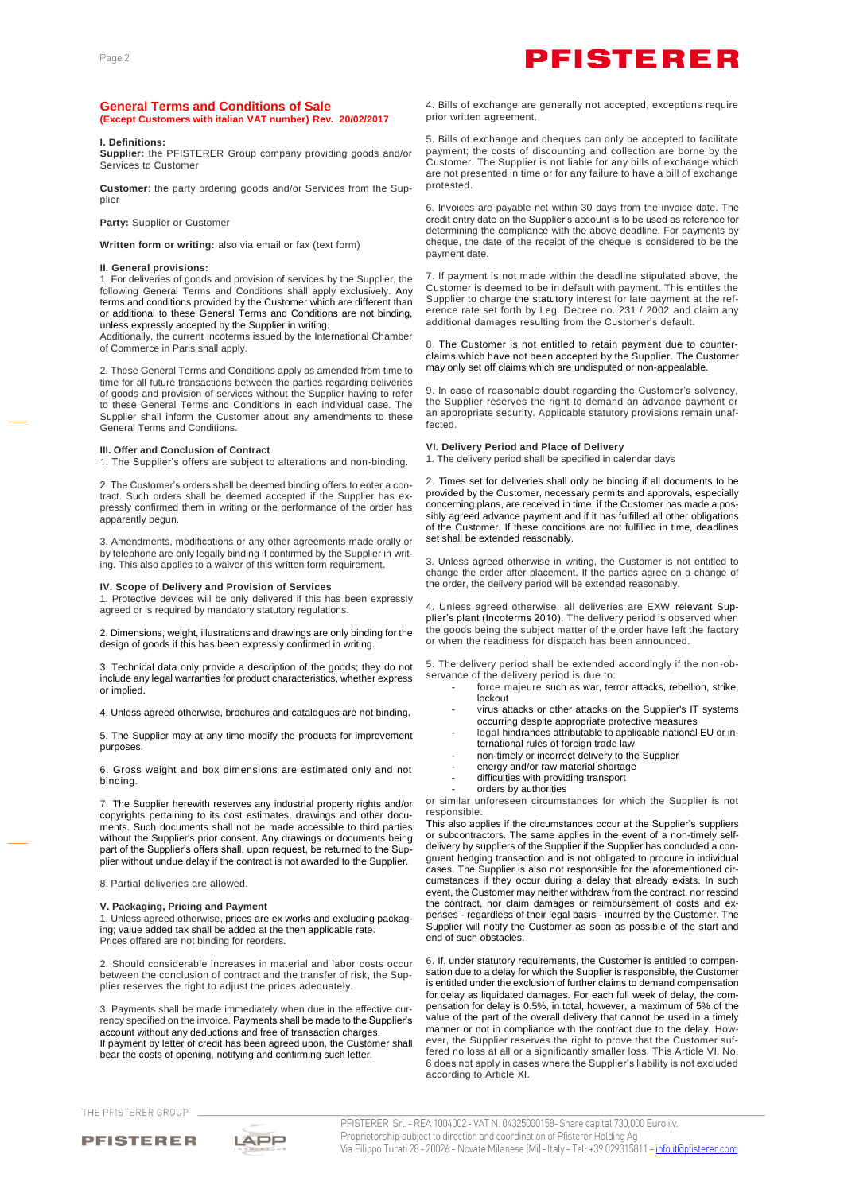## General Terms and Conditions of Sale

**(Except Customers with italian VAT number) Rev. 20/02/2017**

### I. Definitions:

**Supplier:** the PFISTERER Group company providing goods and/or Services to Customer

**Customer**: the party ordering goods and/or Services from the Supplier

**Party:** Supplier or Customer

**Written form or writing:** also via email or fax (text form)

### II. General provisions:

1. For deliveries of goods and provision of services by the Supplier, the following General Terms and Conditions shall apply exclusively. Any terms and conditions provided by the Customer which are different than or additional to these General Terms and Conditions are not binding, unless expressly accepted by the Supplier in writing.
Additionally, the current Incoterms issued by the International Chamber of Commerce in Paris shall apply.

2. These General Terms and Conditions apply as amended from time to time for all future transactions between the parties regarding deliveries of goods and provision of services without the Supplier having to refer to these General Terms and Conditions in each individual case. The Supplier shall inform the Customer about any amendments to these General Terms and Conditions.

### III. Offer and Conclusion of Contract

1. The Supplier's offers are subject to alterations and non-binding.

2. The Customer's orders shall be deemed binding offers to enter a contract. Such orders shall be deemed accepted if the Supplier has expressly confirmed them in writing or the performance of the order has apparently begun.

3. Amendments, modifications or any other agreements made orally or by telephone are only legally binding if confirmed by the Supplier in writing. This also applies to a waiver of this written form requirement.

### IV. Scope of Delivery and Provision of Services

1. Protective devices will be only delivered if this has been expressly agreed or is required by mandatory statutory regulations.

2. Dimensions, weight, illustrations and drawings are only binding for the design of goods if this has been expressly confirmed in writing.

3. Technical data only provide a description of the goods; they do not include any legal warranties for product characteristics, whether express or implied.

4. Unless agreed otherwise, brochures and catalogues are not binding.

5. The Supplier may at any time modify the products for improvement purposes.

6. Gross weight and box dimensions are estimated only and not binding.

7. The Supplier herewith reserves any industrial property rights and/or copyrights pertaining to its cost estimates, drawings and other documents. Such documents shall not be made accessible to third parties without the Supplier's prior consent. Any drawings or documents being part of the Supplier's offers shall, upon request, be returned to the Supplier without undue delay if the contract is not awarded to the Supplier.

8. Partial deliveries are allowed.

### V. Packaging, Pricing and Payment

1. Unless agreed otherwise, prices are ex works and excluding packaging; value added tax shall be added at the then applicable rate.
Prices offered are not binding for reorders.

2. Should considerable increases in material and labor costs occur between the conclusion of contract and the transfer of risk, the Supplier reserves the right to adjust the prices adequately.

3. Payments shall be made immediately when due in the effective currency specified on the invoice. Payments shall be made to the Supplier's account without any deductions and free of transaction charges.
If payment by letter of credit has been agreed upon, the Customer shall bear the costs of opening, notifying and confirming such letter.

4. Bills of exchange are generally not accepted, exceptions require prior written agreement.

5. Bills of exchange and cheques can only be accepted to facilitate payment; the costs of discounting and collection are borne by the Customer. The Supplier is not liable for any bills of exchange which are not presented in time or for any failure to have a bill of exchange protested.

6. Invoices are payable net within 30 days from the invoice date. The credit entry date on the Supplier's account is to be used as reference for determining the compliance with the above deadline. For payments by cheque, the date of the receipt of the cheque is considered to be the payment date.

7. If payment is not made within the deadline stipulated above, the Customer is deemed to be in default with payment. This entitles the Supplier to charge the statutory interest for late payment at the reference rate set forth by Leg. Decree no. 231 / 2002 and claim any additional damages resulting from the Customer's default.

8 The Customer is not entitled to retain payment due to counterclaims which have not been accepted by the Supplier. The Customer may only set off claims which are undisputed or non-appealable.

9. In case of reasonable doubt regarding the Customer's solvency, the Supplier reserves the right to demand an advance payment or an appropriate security. Applicable statutory provisions remain unaffected.

### VI. Delivery Period and Place of Delivery

1. The delivery period shall be specified in calendar days

2. Times set for deliveries shall only be binding if all documents to be provided by the Customer, necessary permits and approvals, especially concerning plans, are received in time, if the Customer has made a possibly agreed advance payment and if it has fulfilled all other obligations of the Customer. If these conditions are not fulfilled in time, deadlines set shall be extended reasonably.

3. Unless agreed otherwise in writing, the Customer is not entitled to change the order after placement. If the parties agree on a change of the order, the delivery period will be extended reasonably.

4. Unless agreed otherwise, all deliveries are EXW relevant Supplier's plant (Incoterms 2010). The delivery period is observed when the goods being the subject matter of the order have left the factory or when the readiness for dispatch has been announced.

5. The delivery period shall be extended accordingly if the non-observance of the delivery period is due to:

- force majeure such as war, terror attacks, rebellion, strike, lockout
- virus attacks or other attacks on the Supplier's IT systems occurring despite appropriate protective measures
- legal hindrances attributable to applicable national EU or international rules of foreign trade law
- non-timely or incorrect delivery to the Supplier
- energy and/or raw material shortage
- difficulties with providing transport
- orders by authorities

or similar unforeseen circumstances for which the Supplier is not responsible.
This also applies if the circumstances occur at the Supplier's suppliers or subcontractors. The same applies in the event of a non-timely self-delivery by suppliers of the Supplier if the Supplier has concluded a congruent hedging transaction and is not obligated to procure in individual cases. The Supplier is also not responsible for the aforementioned circumstances if they occur during a delay that already exists. In such event, the Customer may neither withdraw from the contract, nor rescind the contract, nor claim damages or reimbursement of costs and expenses - regardless of their legal basis - incurred by the Customer. The Supplier will notify the Customer as soon as possible of the start and end of such obstacles.

6. If, under statutory requirements, the Customer is entitled to compensation due to a delay for which the Supplier is responsible, the Customer is entitled under the exclusion of further claims to demand compensation for delay as liquidated damages. For each full week of delay, the compensation for delay is 0.5%, in total, however, a maximum of 5% of the value of the part of the overall delivery that cannot be used in a timely manner or not in compliance with the contract due to the delay. However, the Supplier reserves the right to prove that the Customer suffered no loss at all or a significantly smaller loss. This Article VI. No. 6 does not apply in cases where the Supplier's liability is not excluded according to Article XI.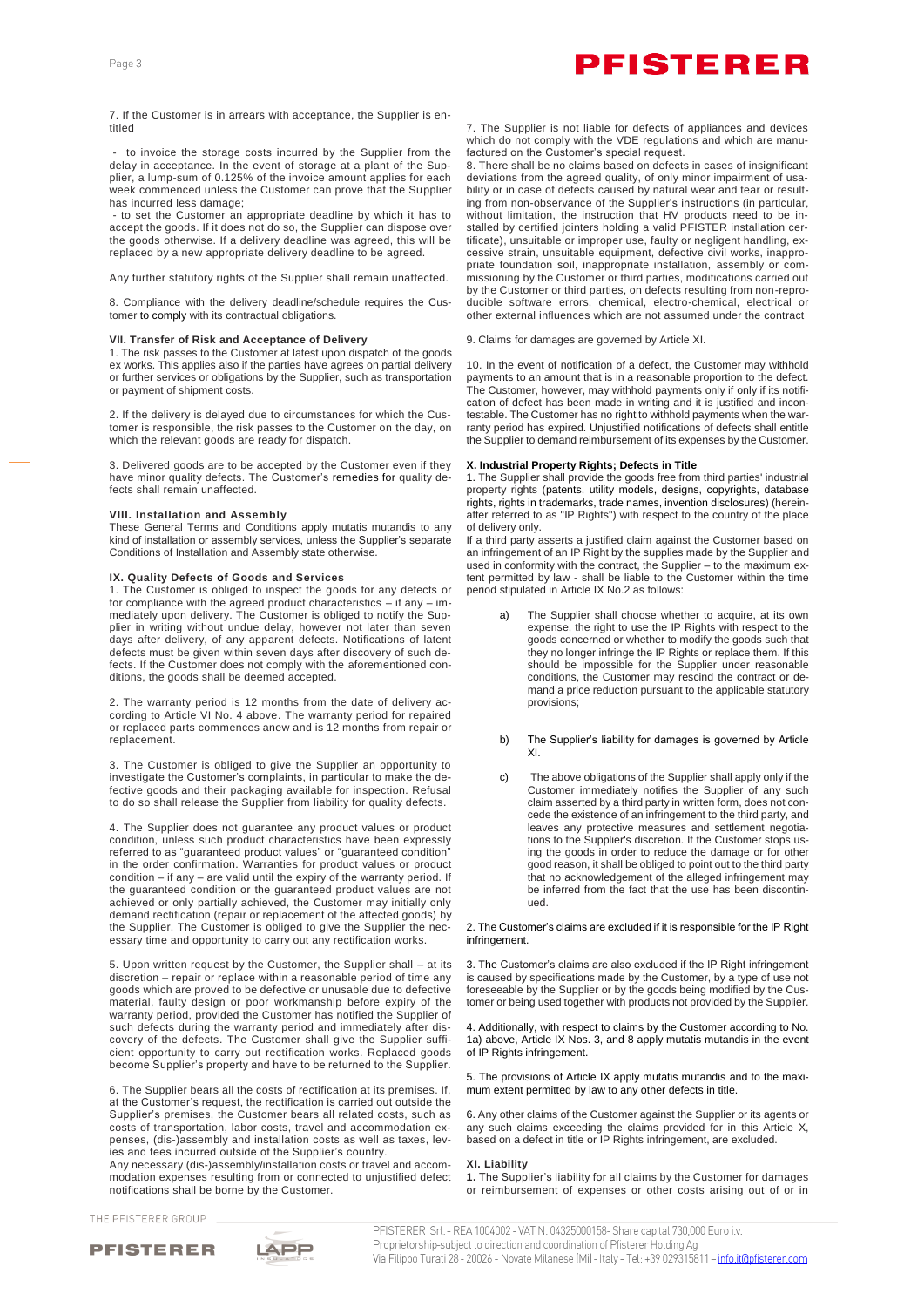7. If the Customer is in arrears with acceptance, the Supplier is entitled

- to invoice the storage costs incurred by the Supplier from the delay in acceptance. In the event of storage at a plant of the Supplier, a lump-sum of 0.125% of the invoice amount applies for each week commenced unless the Customer can prove that the Supplier has incurred less damage;
- to set the Customer an appropriate deadline by which it has to accept the goods. If it does not do so, the Supplier can dispose over the goods otherwise. If a delivery deadline was agreed, this will be replaced by a new appropriate delivery deadline to be agreed.

Any further statutory rights of the Supplier shall remain unaffected.

8. Compliance with the delivery deadline/schedule requires the Customer to comply with its contractual obligations.

### VII. Transfer of Risk and Acceptance of Delivery

1. The risk passes to the Customer at latest upon dispatch of the goods ex works. This applies also if the parties have agrees on partial delivery or further services or obligations by the Supplier, such as transportation or payment of shipment costs.

2. If the delivery is delayed due to circumstances for which the Customer is responsible, the risk passes to the Customer on the day, on which the relevant goods are ready for dispatch.

3. Delivered goods are to be accepted by the Customer even if they have minor quality defects. The Customer's remedies for quality defects shall remain unaffected.

### VIII. Installation and Assembly

These General Terms and Conditions apply mutatis mutandis to any kind of installation or assembly services, unless the Supplier's separate Conditions of Installation and Assembly state otherwise.

### IX. Quality Defects of Goods and Services

1. The Customer is obliged to inspect the goods for any defects or for compliance with the agreed product characteristics – if any – immediately upon delivery. The Customer is obliged to notify the Supplier in writing without undue delay, however not later than seven days after delivery, of any apparent defects. Notifications of latent defects must be given within seven days after discovery of such defects. If the Customer does not comply with the aforementioned conditions, the goods shall be deemed accepted.

2. The warranty period is 12 months from the date of delivery according to Article VI No. 4 above. The warranty period for repaired or replaced parts commences anew and is 12 months from repair or replacement.

3. The Customer is obliged to give the Supplier an opportunity to investigate the Customer's complaints, in particular to make the defective goods and their packaging available for inspection. Refusal to do so shall release the Supplier from liability for quality defects.

4. The Supplier does not guarantee any product values or product condition, unless such product characteristics have been expressly referred to as "guaranteed product values" or "guaranteed condition" in the order confirmation. Warranties for product values or product condition – if any – are valid until the expiry of the warranty period. If the guaranteed condition or the guaranteed product values are not achieved or only partially achieved, the Customer may initially only demand rectification (repair or replacement of the affected goods) by the Supplier. The Customer is obliged to give the Supplier the necessary time and opportunity to carry out any rectification works.

5. Upon written request by the Customer, the Supplier shall – at its discretion – repair or replace within a reasonable period of time any goods which are proved to be defective or unusable due to defective material, faulty design or poor workmanship before expiry of the warranty period, provided the Customer has notified the Supplier of such defects during the warranty period and immediately after discovery of the defects. The Customer shall give the Supplier sufficient opportunity to carry out rectification works. Replaced goods become Supplier's property and have to be returned to the Supplier.

6. The Supplier bears all the costs of rectification at its premises. If, at the Customer's request, the rectification is carried out outside the Supplier's premises, the Customer bears all related costs, such as costs of transportation, labor costs, travel and accommodation expenses, (dis-)assembly and installation costs as well as taxes, levies and fees incurred outside of the Supplier's country.

Any necessary (dis-)assembly/installation costs or travel and accommodation expenses resulting from or connected to unjustified defect notifications shall be borne by the Customer.

7. The Supplier is not liable for defects of appliances and devices which do not comply with the VDE regulations and which are manufactured on the Customer's special request.

8. There shall be no claims based on defects in cases of insignificant deviations from the agreed quality, of only minor impairment of usability or in case of defects caused by natural wear and tear or resulting from non-observance of the Supplier's instructions (in particular, without limitation, the instruction that HV products need to be installed by certified jointers holding a valid PFISTER installation certificate), unsuitable or improper use, faulty or negligent handling, excessive strain, unsuitable equipment, defective civil works, inappropriate foundation soil, inappropriate installation, assembly or commissioning by the Customer or third parties, modifications carried out by the Customer or third parties, on defects resulting from non-reproducible software errors, chemical, electro-chemical, electrical or other external influences which are not assumed under the contract

9. Claims for damages are governed by Article XI.

10. In the event of notification of a defect, the Customer may withhold payments to an amount that is in a reasonable proportion to the defect. The Customer, however, may withhold payments only if only if its notification of defect has been made in writing and it is justified and incontestable. The Customer has no right to withhold payments when the warranty period has expired. Unjustified notifications of defects shall entitle the Supplier to demand reimbursement of its expenses by the Customer.

### X. Industrial Property Rights; Defects in Title

1. The Supplier shall provide the goods free from third parties' industrial property rights (patents, utility models, designs, copyrights, database rights, rights in trademarks, trade names, invention disclosures) (hereinafter referred to as "IP Rights") with respect to the country of the place of delivery only.

If a third party asserts a justified claim against the Customer based on an infringement of an IP Right by the supplies made by the Supplier and used in conformity with the contract, the Supplier – to the maximum extent permitted by law - shall be liable to the Customer within the time period stipulated in Article IX No.2 as follows:

a) The Supplier shall choose whether to acquire, at its own expense, the right to use the IP Rights with respect to the goods concerned or whether to modify the goods such that they no longer infringe the IP Rights or replace them. If this should be impossible for the Supplier under reasonable conditions, the Customer may rescind the contract or demand a price reduction pursuant to the applicable statutory provisions;

b) The Supplier's liability for damages is governed by Article XI.

c) The above obligations of the Supplier shall apply only if the Customer immediately notifies the Supplier of any such claim asserted by a third party in written form, does not concede the existence of an infringement to the third party, and leaves any protective measures and settlement negotiations to the Supplier's discretion. If the Customer stops using the goods in order to reduce the damage or for other good reason, it shall be obliged to point out to the third party that no acknowledgement of the alleged infringement may be inferred from the fact that the use has been discontinued.

2. The Customer's claims are excluded if it is responsible for the IP Right infringement.

3. The Customer's claims are also excluded if the IP Right infringement is caused by specifications made by the Customer, by a type of use not foreseeable by the Supplier or by the goods being modified by the Customer or being used together with products not provided by the Supplier.

4. Additionally, with respect to claims by the Customer according to No. 1a) above, Article IX Nos. 3, and 8 apply mutatis mutandis in the event of IP Rights infringement.

5. The provisions of Article IX apply mutatis mutandis and to the maximum extent permitted by law to any other defects in title.

6. Any other claims of the Customer against the Supplier or its agents or any such claims exceeding the claims provided for in this Article X, based on a defect in title or IP Rights infringement, are excluded.

### XI. Liability

**1.** The Supplier's liability for all claims by the Customer for damages or reimbursement of expenses or other costs arising out of or in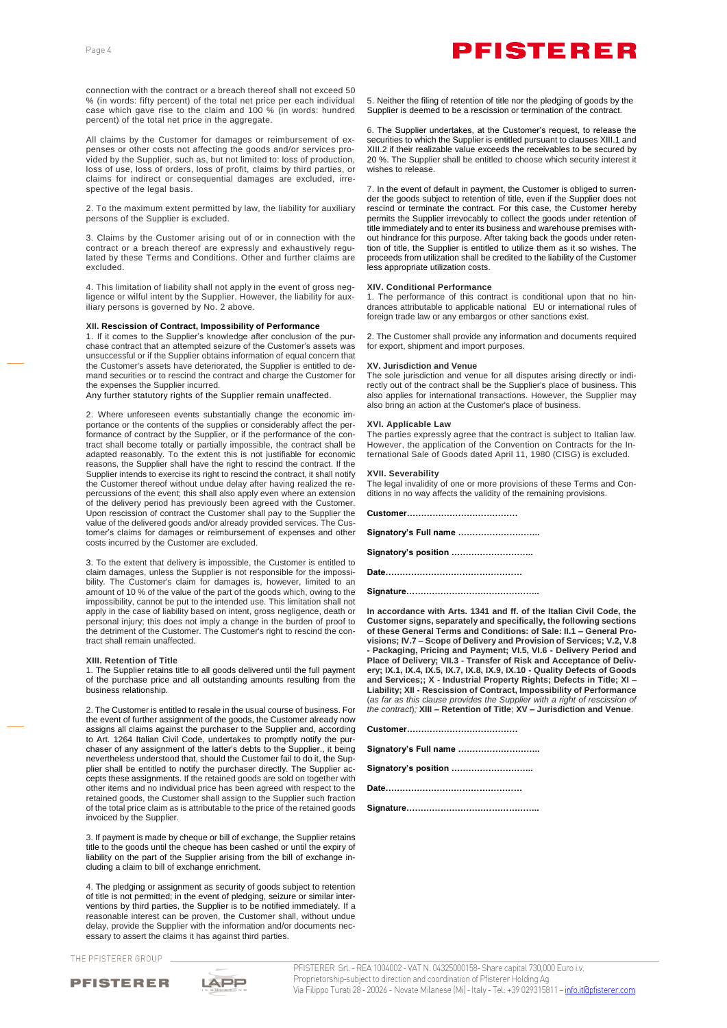connection with the contract or a breach thereof shall not exceed 50 % (in words: fifty percent) of the total net price per each individual case which gave rise to the claim and 100 % (in words: hundred percent) of the total net price in the aggregate.

All claims by the Customer for damages or reimbursement of expenses or other costs not affecting the goods and/or services provided by the Supplier, such as, but not limited to: loss of production, loss of use, loss of orders, loss of profit, claims by third parties, or claims for indirect or consequential damages are excluded, irrespective of the legal basis.

2. To the maximum extent permitted by law, the liability for auxiliary persons of the Supplier is excluded.

3. Claims by the Customer arising out of or in connection with the contract or a breach thereof are expressly and exhaustively regulated by these Terms and Conditions. Other and further claims are excluded.

4. This limitation of liability shall not apply in the event of gross negligence or wilful intent by the Supplier. However, the liability for auxiliary persons is governed by No. 2 above.

**XII. Rescission of Contract, Impossibility of Performance**

1. If it comes to the Supplier's knowledge after conclusion of the purchase contract that an attempted seizure of the Customer's assets was unsuccessful or if the Supplier obtains information of equal concern that the Customer's assets have deteriorated, the Supplier is entitled to demand securities or to rescind the contract and charge the Customer for the expenses the Supplier incurred.

Any further statutory rights of the Supplier remain unaffected.

2. Where unforeseen events substantially change the economic importance or the contents of the supplies or considerably affect the performance of contract by the Supplier, or if the performance of the contract shall become totally or partially impossible, the contract shall be adapted reasonably. To the extent this is not justifiable for economic reasons, the Supplier shall have the right to rescind the contract. If the Supplier intends to exercise its right to rescind the contract, it shall notify the Customer thereof without undue delay after having realized the repercussions of the event; this shall also apply even where an extension of the delivery period has previously been agreed with the Customer. Upon rescission of contract the Customer shall pay to the Supplier the value of the delivered goods and/or already provided services. The Customer's claims for damages or reimbursement of expenses and other costs incurred by the Customer are excluded.

3. To the extent that delivery is impossible, the Customer is entitled to claim damages, unless the Supplier is not responsible for the impossibility. The Customer's claim for damages is, however, limited to an amount of 10 % of the value of the part of the goods which, owing to the impossibility, cannot be put to the intended use. This limitation shall not apply in the case of liability based on intent, gross negligence, death or personal injury; this does not imply a change in the burden of proof to the detriment of the Customer. The Customer's right to rescind the contract shall remain unaffected.

**XIII. Retention of Title**

1. The Supplier retains title to all goods delivered until the full payment of the purchase price and all outstanding amounts resulting from the business relationship.

2. The Customer is entitled to resale in the usual course of business. For the event of further assignment of the goods, the Customer already now assigns all claims against the purchaser to the Supplier and, according to Art. 1264 Italian Civil Code, undertakes to promptly notify the purchaser of any assignment of the latter's debts to the Supplier., it being nevertheless understood that, should the Customer fail to do it, the Supplier shall be entitled to notify the purchaser directly. The Supplier accepts these assignments. If the retained goods are sold on together with other items and no individual price has been agreed with respect to the retained goods, the Customer shall assign to the Supplier such fraction of the total price claim as is attributable to the price of the retained goods invoiced by the Supplier.

3. If payment is made by cheque or bill of exchange, the Supplier retains title to the goods until the cheque has been cashed or until the expiry of liability on the part of the Supplier arising from the bill of exchange including a claim to bill of exchange enrichment.

4. The pledging or assignment as security of goods subject to retention of title is not permitted; in the event of pledging, seizure or similar interventions by third parties, the Supplier is to be notified immediately. If a reasonable interest can be proven, the Customer shall, without undue delay, provide the Supplier with the information and/or documents necessary to assert the claims it has against third parties.

5. Neither the filing of retention of title nor the pledging of goods by the Supplier is deemed to be a rescission or termination of the contract.

6. The Supplier undertakes, at the Customer's request, to release the securities to which the Supplier is entitled pursuant to clauses XIII.1 and XIII.2 if their realizable value exceeds the receivables to be secured by 20 %. The Supplier shall be entitled to choose which security interest it wishes to release.

7. In the event of default in payment, the Customer is obliged to surrender the goods subject to retention of title, even if the Supplier does not rescind or terminate the contract. For this case, the Customer hereby permits the Supplier irrevocably to collect the goods under retention of title immediately and to enter its business and warehouse premises without hindrance for this purpose. After taking back the goods under retention of title, the Supplier is entitled to utilize them as it so wishes. The proceeds from utilization shall be credited to the liability of the Customer less appropriate utilization costs.

**XIV. Conditional Performance**

1. The performance of this contract is conditional upon that no hindrances attributable to applicable national EU or international rules of foreign trade law or any embargos or other sanctions exist.

2. The Customer shall provide any information and documents required for export, shipment and import purposes.

**XV. Jurisdiction and Venue**

The sole jurisdiction and venue for all disputes arising directly or indirectly out of the contract shall be the Supplier's place of business. This also applies for international transactions. However, the Supplier may also bring an action at the Customer's place of business.

**XVI. Applicable Law**

The parties expressly agree that the contract is subject to Italian law. However, the application of the Convention on Contracts for the International Sale of Goods dated April 11, 1980 (CISG) is excluded.

**XVII. Severability**

The legal invalidity of one or more provisions of these Terms and Conditions in no way affects the validity of the remaining provisions.

**Customer…………………………………**

**Signatory's Full name ………………………..**

**Signatory's position ………………………..**

**Date…………………………………………**

**Signature………………………………………..**

**In accordance with Arts. 1341 and ff. of the Italian Civil Code, the Customer signs, separately and specifically, the following sections of these General Terms and Conditions: of Sale: II.1 – General Provisions; IV.7 – Scope of Delivery and Provision of Services; V.2, V.8 - Packaging, Pricing and Payment; VI.5, VI.6 - Delivery Period and Place of Delivery; VII.3 - Transfer of Risk and Acceptance of Delivery; IX.1, IX.4, IX.5, IX.7, IX.8, IX.9, IX.10 - Quality Defects of Goods and Services;; X - Industrial Property Rights; Defects in Title; XI – Liability; XII - Rescission of Contract, Impossibility of Performance** (*as far as this clause provides the Supplier with a right of rescission of the contract);* **XIII – Retention of Title**; **XV – Jurisdiction and Venue**.

**Customer…………………………………**

**Signatory's Full name ………………………..**

**Signatory's position ………………………..**

**Date…………………………………………**

**Signature………………………………………..**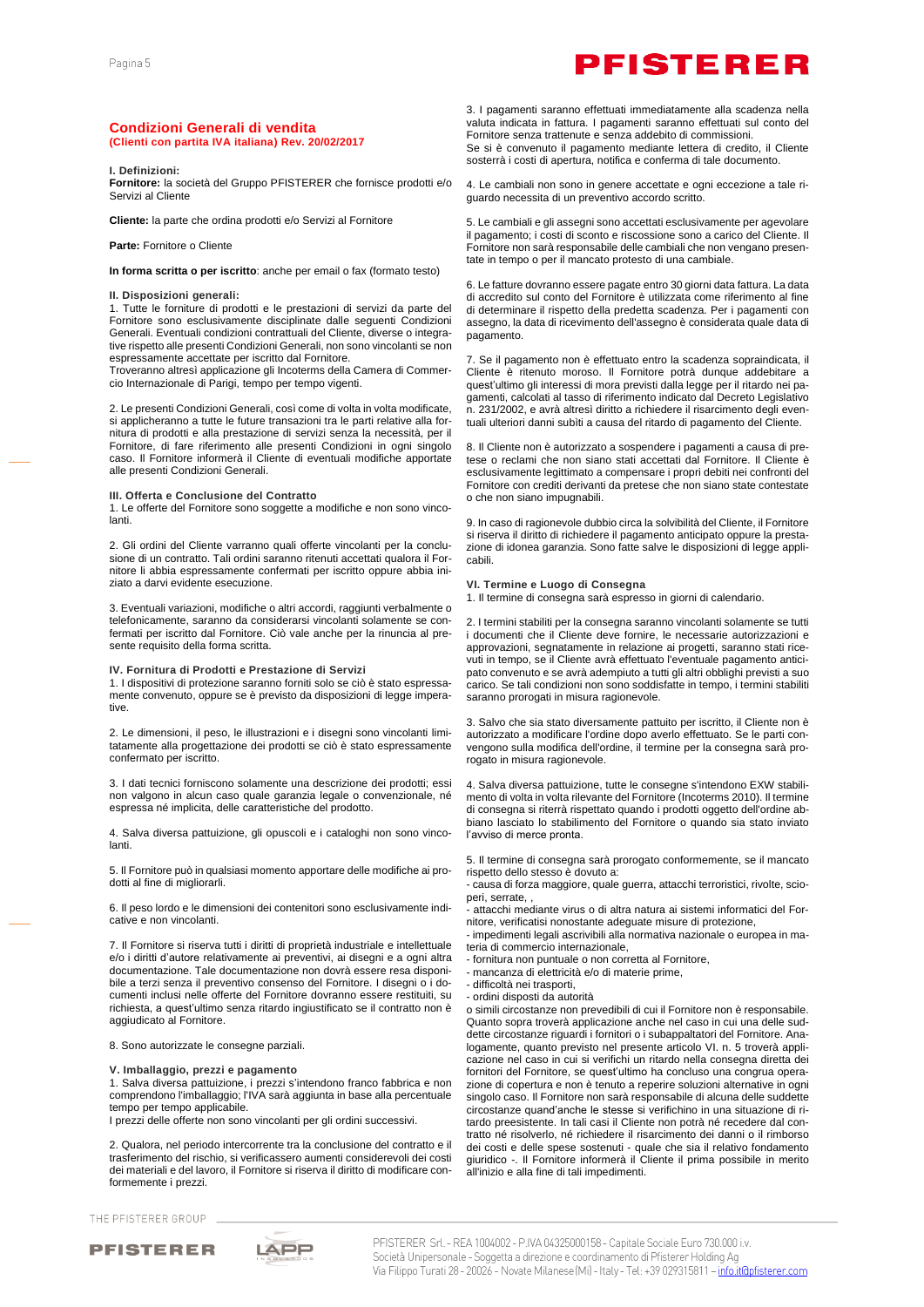## Condizioni Generali di vendita
### (Clienti con partita IVA italiana) Rev. 20/02/2017

**I. Definizioni:**

**Fornitore:** la società del Gruppo PFISTERER che fornisce prodotti e/o Servizi al Cliente

**Cliente:** la parte che ordina prodotti e/o Servizi al Fornitore

**Parte:** Fornitore o Cliente

**In forma scritta o per iscritto**: anche per email o fax (formato testo)

**II. Disposizioni generali:**

1. Tutte le forniture di prodotti e le prestazioni di servizi da parte del Fornitore sono esclusivamente disciplinate dalle seguenti Condizioni Generali. Eventuali condizioni contrattuali del Cliente, diverse o integrative rispetto alle presenti Condizioni Generali, non sono vincolanti se non espressamente accettate per iscritto dal Fornitore.
Troveranno altresì applicazione gli Incoterms della Camera di Commercio Internazionale di Parigi, tempo per tempo vigenti.

2. Le presenti Condizioni Generali, così come di volta in volta modificate, si applicheranno a tutte le future transazioni tra le parti relative alla fornitura di prodotti e alla prestazione di servizi senza la necessità, per il Fornitore, di fare riferimento alle presenti Condizioni in ogni singolo caso. Il Fornitore informerà il Cliente di eventuali modifiche apportate alle presenti Condizioni Generali.

**III. Offerta e Conclusione del Contratto**

1. Le offerte del Fornitore sono soggette a modifiche e non sono vincolanti.

2. Gli ordini del Cliente varranno quali offerte vincolanti per la conclusione di un contratto. Tali ordini saranno ritenuti accettati qualora il Fornitore li abbia espressamente confermati per iscritto oppure abbia iniziato a darvi evidente esecuzione.

3. Eventuali variazioni, modifiche o altri accordi, raggiunti verbalmente o telefonicamente, saranno da considerarsi vincolanti solamente se confermati per iscritto dal Fornitore. Ciò vale anche per la rinuncia al presente requisito della forma scritta.

**IV. Fornitura di Prodotti e Prestazione di Servizi**

1. I dispositivi di protezione saranno forniti solo se ciò è stato espressamente convenuto, oppure se è previsto da disposizioni di legge imperative.

2. Le dimensioni, il peso, le illustrazioni e i disegni sono vincolanti limitatamente alla progettazione dei prodotti se ciò è stato espressamente confermato per iscritto.

3. I dati tecnici forniscono solamente una descrizione dei prodotti; essi non valgono in alcun caso quale garanzia legale o convenzionale, né espressa né implicita, delle caratteristiche del prodotto.

4. Salva diversa pattuizione, gli opuscoli e i cataloghi non sono vincolanti.

5. Il Fornitore può in qualsiasi momento apportare delle modifiche ai prodotti al fine di migliorarli.

6. Il peso lordo e le dimensioni dei contenitori sono esclusivamente indicative e non vincolanti.

7. Il Fornitore si riserva tutti i diritti di proprietà industriale e intellettuale e/o i diritti d'autore relativamente ai preventivi, ai disegni e a ogni altra documentazione. Tale documentazione non dovrà essere resa disponibile a terzi senza il preventivo consenso del Fornitore. I disegni o i documenti inclusi nelle offerte del Fornitore dovranno essere restituiti, su richiesta, a quest'ultimo senza ritardo ingiustificato se il contratto non è aggiudicato al Fornitore.

8. Sono autorizzate le consegne parziali.

**V. Imballaggio, prezzi e pagamento**

1. Salva diversa pattuizione, i prezzi s'intendono franco fabbrica e non comprendono l'imballaggio; l'IVA sarà aggiunta in base alla percentuale tempo per tempo applicabile.
I prezzi delle offerte non sono vincolanti per gli ordini successivi.

2. Qualora, nel periodo intercorrente tra la conclusione del contratto e il trasferimento del rischio, si verificassero aumenti considerevoli dei costi dei materiali e del lavoro, il Fornitore si riserva il diritto di modificare conformemente i prezzi.

3. I pagamenti saranno effettuati immediatamente alla scadenza nella valuta indicata in fattura. I pagamenti saranno effettuati sul conto del Fornitore senza trattenute e senza addebito di commissioni.
Se si è convenuto il pagamento mediante lettera di credito, il Cliente sosterrà i costi di apertura, notifica e conferma di tale documento.

4. Le cambiali non sono in genere accettate e ogni eccezione a tale riguardo necessita di un preventivo accordo scritto.

5. Le cambiali e gli assegni sono accettati esclusivamente per agevolare il pagamento; i costi di sconto e riscossione sono a carico del Cliente. Il Fornitore non sarà responsabile delle cambiali che non vengano presentate in tempo o per il mancato protesto di una cambiale.

6. Le fatture dovranno essere pagate entro 30 giorni data fattura. La data di accredito sul conto del Fornitore è utilizzata come riferimento al fine di determinare il rispetto della predetta scadenza. Per i pagamenti con assegno, la data di ricevimento dell'assegno è considerata quale data di pagamento.

7. Se il pagamento non è effettuato entro la scadenza sopraindicata, il Cliente è ritenuto moroso. Il Fornitore potrà dunque addebitare a quest'ultimo gli interessi di mora previsti dalla legge per il ritardo nei pagamenti, calcolati al tasso di riferimento indicato dal Decreto Legislativo n. 231/2002, e avrà altresì diritto a richiedere il risarcimento degli eventuali ulteriori danni subìti a causa del ritardo di pagamento del Cliente.

8. Il Cliente non è autorizzato a sospendere i pagamenti a causa di pretese o reclami che non siano stati accettati dal Fornitore. Il Cliente è esclusivamente legittimato a compensare i propri debiti nei confronti del Fornitore con crediti derivanti da pretese che non siano state contestate o che non siano impugnabili.

9. In caso di ragionevole dubbio circa la solvibilità del Cliente, il Fornitore si riserva il diritto di richiedere il pagamento anticipato oppure la prestazione di idonea garanzia. Sono fatte salve le disposizioni di legge applicabili.

**VI. Termine e Luogo di Consegna**

1. Il termine di consegna sarà espresso in giorni di calendario.

2. I termini stabiliti per la consegna saranno vincolanti solamente se tutti i documenti che il Cliente deve fornire, le necessarie autorizzazioni e approvazioni, segnatamente in relazione ai progetti, saranno stati ricevuti in tempo, se il Cliente avrà effettuato l'eventuale pagamento anticipato convenuto e se avrà adempiuto a tutti gli altri obblighi previsti a suo carico. Se tali condizioni non sono soddisfatte in tempo, i termini stabiliti saranno prorogati in misura ragionevole.

3. Salvo che sia stato diversamente pattuito per iscritto, il Cliente non è autorizzato a modificare l'ordine dopo averlo effettuato. Se le parti convengono sulla modifica dell'ordine, il termine per la consegna sarà prorogato in misura ragionevole.

4. Salva diversa pattuizione, tutte le consegne s'intendono EXW stabilimento di volta in volta rilevante del Fornitore (Incoterms 2010). Il termine di consegna si riterrà rispettato quando i prodotti oggetto dell'ordine abbiano lasciato lo stabilimento del Fornitore o quando sia stato inviato l'avviso di merce pronta.

5. Il termine di consegna sarà prorogato conformemente, se il mancato rispetto dello stesso è dovuto a:
- causa di forza maggiore, quale guerra, attacchi terroristici, rivolte, scioperi, serrate, ,
- attacchi mediante virus o di altra natura ai sistemi informatici del Fornitore, verificatisi nonostante adeguate misure di protezione,
- impedimenti legali ascrivibili alla normativa nazionale o europea in materia di commercio internazionale,
- fornitura non puntuale o non corretta al Fornitore,
- mancanza di elettricità e/o di materie prime,
- difficoltà nei trasporti,
- ordini disposti da autorità

o simili circostanze non prevedibili di cui il Fornitore non è responsabile. Quanto sopra troverà applicazione anche nel caso in cui una delle suddette circostanze riguardi i fornitori o i subappaltatori del Fornitore. Analogamente, quanto previsto nel presente articolo VI. n. 5 troverà applicazione nel caso in cui si verifichi un ritardo nella consegna diretta dei fornitori del Fornitore, se quest'ultimo ha concluso una congrua operazione di copertura e non è tenuto a reperire soluzioni alternative in ogni singolo caso. Il Fornitore non sarà responsabile di alcuna delle suddette circostanze quand'anche le stesse si verifichino in una situazione di ritardo preesistente. In tali casi il Cliente non potrà né recedere dal contratto né risolverlo, né richiedere il risarcimento dei danni o il rimborso dei costi e delle spese sostenuti - quale che sia il relativo fondamento giuridico -. Il Fornitore informerà il Cliente il prima possibile in merito all'inizio e alla fine di tali impedimenti.

PFISTERER Srl - REA 1004002 - P.IVA 04325000158 - Capitale Sociale Euro 730.000 i.v.
Società Unipersonale - Soggetta a direzione e coordinamento di Pfisterer Holding Ag
Via Filippo Turati 28 - 20026 - Novate Milanese (Mi) - Italy - Tel: +39 029315811 – info.it@pfisterer.com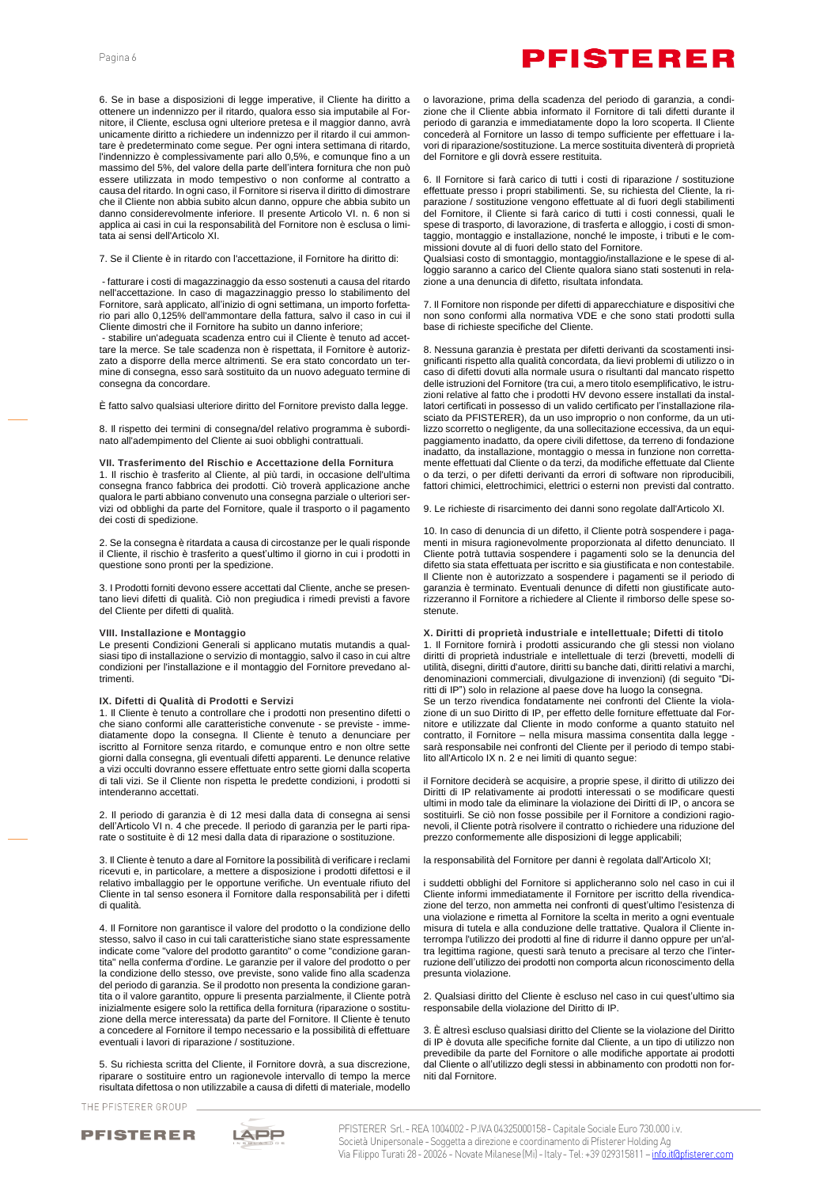6. Se in base a disposizioni di legge imperative, il Cliente ha diritto a ottenere un indennizzo per il ritardo, qualora esso sia imputabile al Fornitore, il Cliente, esclusa ogni ulteriore pretesa e il maggior danno, avrà unicamente diritto a richiedere un indennizzo per il ritardo il cui ammontare è predeterminato come segue. Per ogni intera settimana di ritardo, l'indennizzo è complessivamente pari allo 0,5%, e comunque fino a un massimo del 5%, del valore della parte dell'intera fornitura che non può essere utilizzata in modo tempestivo o non conforme al contratto a causa del ritardo. In ogni caso, il Fornitore si riserva il diritto di dimostrare che il Cliente non abbia subito alcun danno, oppure che abbia subito un danno considerevolmente inferiore. Il presente Articolo VI. n. 6 non si applica ai casi in cui la responsabilità del Fornitore non è esclusa o limitata ai sensi dell'Articolo XI.

7. Se il Cliente è in ritardo con l'accettazione, il Fornitore ha diritto di:

- fatturare i costi di magazzinaggio da esso sostenuti a causa del ritardo nell'accettazione. In caso di magazzinaggio presso lo stabilimento del Fornitore, sarà applicato, all'inizio di ogni settimana, un importo forfettario pari allo 0,125% dell'ammontare della fattura, salvo il caso in cui il Cliente dimostri che il Fornitore ha subito un danno inferiore;
- stabilire un'adeguata scadenza entro cui il Cliente è tenuto ad accettare la merce. Se tale scadenza non è rispettata, il Fornitore è autorizzato a disporre della merce altrimenti. Se era stato concordato un termine di consegna, esso sarà sostituito da un nuovo adeguato termine di consegna da concordare.

È fatto salvo qualsiasi ulteriore diritto del Fornitore previsto dalla legge.

8. Il rispetto dei termini di consegna/del relativo programma è subordinato all'adempimento del Cliente ai suoi obblighi contrattuali.

**VII. Trasferimento del Rischio e Accettazione della Fornitura**

1. Il rischio è trasferito al Cliente, al più tardi, in occasione dell'ultima consegna franco fabbrica dei prodotti. Ciò troverà applicazione anche qualora le parti abbiano convenuto una consegna parziale o ulteriori servizi od obblighi da parte del Fornitore, quale il trasporto o il pagamento dei costi di spedizione.

2. Se la consegna è ritardata a causa di circostanze per le quali risponde il Cliente, il rischio è trasferito a quest'ultimo il giorno in cui i prodotti in questione sono pronti per la spedizione.

3. I Prodotti forniti devono essere accettati dal Cliente, anche se presentano lievi difetti di qualità. Ciò non pregiudica i rimedi previsti a favore del Cliente per difetti di qualità.

**VIII. Installazione e Montaggio**

Le presenti Condizioni Generali si applicano mutatis mutandis a qualsiasi tipo di installazione o servizio di montaggio, salvo il caso in cui altre condizioni per l'installazione e il montaggio del Fornitore prevedano altrimenti.

**IX. Difetti di Qualità di Prodotti e Servizi**

1. Il Cliente è tenuto a controllare che i prodotti non presentino difetti o che siano conformi alle caratteristiche convenute - se previste - immediatamente dopo la consegna. Il Cliente è tenuto a denunciare per iscritto al Fornitore senza ritardo, e comunque entro e non oltre sette giorni dalla consegna, gli eventuali difetti apparenti. Le denunce relative a vizi occulti dovranno essere effettuate entro sette giorni dalla scoperta di tali vizi. Se il Cliente non rispetta le predette condizioni, i prodotti si intenderanno accettati.

2. Il periodo di garanzia è di 12 mesi dalla data di consegna ai sensi dell'Articolo VI n. 4 che precede. Il periodo di garanzia per le parti riparate o sostituite è di 12 mesi dalla data di riparazione o sostituzione.

3. Il Cliente è tenuto a dare al Fornitore la possibilità di verificare i reclami ricevuti e, in particolare, a mettere a disposizione i prodotti difettosi e il relativo imballaggio per le opportune verifiche. Un eventuale rifiuto del Cliente in tal senso esonera il Fornitore dalla responsabilità per i difetti di qualità.

4. Il Fornitore non garantisce il valore del prodotto o la condizione dello stesso, salvo il caso in cui tali caratteristiche siano state espressamente indicate come "valore del prodotto garantito" o come "condizione garantita" nella conferma d'ordine. Le garanzie per il valore del prodotto o per la condizione dello stesso, ove previste, sono valide fino alla scadenza del periodo di garanzia. Se il prodotto non presenta la condizione garantita o il valore garantito, oppure li presenta parzialmente, il Cliente potrà inizialmente esigere solo la rettifica della fornitura (riparazione o sostituzione della merce interessata) da parte del Fornitore. Il Cliente è tenuto a concedere al Fornitore il tempo necessario e la possibilità di effettuare eventuali i lavori di riparazione / sostituzione.

5. Su richiesta scritta del Cliente, il Fornitore dovrà, a sua discrezione, riparare o sostituire entro un ragionevole intervallo di tempo la merce risultata difettosa o non utilizzabile a causa di difetti di materiale, modello o lavorazione, prima della scadenza del periodo di garanzia, a condizione che il Cliente abbia informato il Fornitore di tali difetti durante il periodo di garanzia e immediatamente dopo la loro scoperta. Il Cliente concederà al Fornitore un lasso di tempo sufficiente per effettuare i lavori di riparazione/sostituzione. La merce sostituita diventerà di proprietà del Fornitore e gli dovrà essere restituita.

6. Il Fornitore si farà carico di tutti i costi di riparazione / sostituzione effettuate presso i propri stabilimenti. Se, su richiesta del Cliente, la riparazione / sostituzione vengono effettuate al di fuori degli stabilimenti del Fornitore, il Cliente si farà carico di tutti i costi connessi, quali le spese di trasporto, di lavorazione, di trasferta e alloggio, i costi di smontaggio, montaggio e installazione, nonché le imposte, i tributi e le commissioni dovute al di fuori dello stato del Fornitore.
Qualsiasi costo di smontaggio, montaggio/installazione e le spese di alloggio saranno a carico del Cliente qualora siano stati sostenuti in relazione a una denuncia di difetto, risultata infondata.

7. Il Fornitore non risponde per difetti di apparecchiature e dispositivi che non sono conformi alla normativa VDE e che sono stati prodotti sulla base di richieste specifiche del Cliente.

8. Nessuna garanzia è prestata per difetti derivanti da scostamenti insignificanti rispetto alla qualità concordata, da lievi problemi di utilizzo o in caso di difetti dovuti alla normale usura o risultanti dal mancato rispetto delle istruzioni del Fornitore (tra cui, a mero titolo esemplificativo, le istruzioni relative al fatto che i prodotti HV devono essere installati da installatori certificati in possesso di un valido certificato per l'installazione rilasciato da PFISTERER), da un uso improprio o non conforme, da un utilizzo scorretto o negligente, da una sollecitazione eccessiva, da un equipaggiamento inadatto, da opere civili difettose, da terreno di fondazione inadatto, da installazione, montaggio o messa in funzione non correttamente effettuati dal Cliente o da terzi, da modifiche effettuate dal Cliente o da terzi, o per difetti derivanti da errori di software non riproducibili, fattori chimici, elettrochimici, elettrici o esterni non previsti dal contratto.

9. Le richieste di risarcimento dei danni sono regolate dall'Articolo XI.

10. In caso di denuncia di un difetto, il Cliente potrà sospendere i pagamenti in misura ragionevolmente proporzionata al difetto denunciato. Il Cliente potrà tuttavia sospendere i pagamenti solo se la denuncia del difetto sia stata effettuata per iscritto e sia giustificata e non contestabile. Il Cliente non è autorizzato a sospendere i pagamenti se il periodo di garanzia è terminato. Eventuali denunce di difetti non giustificate autorizzeranno il Fornitore a richiedere al Cliente il rimborso delle spese sostenute.

**X. Diritti di proprietà industriale e intellettuale; Difetti di titolo**

1. Il Fornitore fornirà i prodotti assicurando che gli stessi non violano diritti di proprietà industriale e intellettuale di terzi (brevetti, modelli di utilità, disegni, diritti d'autore, diritti su banche dati, diritti relativi a marchi, denominazioni commerciali, divulgazione di invenzioni) (di seguito "Diritti di IP") solo in relazione al paese dove ha luogo la consegna.
Se un terzo rivendica fondatamente nei confronti del Cliente la violazione di un suo Diritto di IP, per effetto delle forniture effettuate dal Fornitore e utilizzate dal Cliente in modo conforme a quanto statuito nel contratto, il Fornitore – nella misura massima consentita dalla legge - sarà responsabile nei confronti del Cliente per il periodo di tempo stabilito all'Articolo IX n. 2 e nei limiti di quanto segue:

il Fornitore deciderà se acquisire, a proprie spese, il diritto di utilizzo dei Diritti di IP relativamente ai prodotti interessati o se modificare questi ultimi in modo tale da eliminare la violazione dei Diritti di IP, o ancora se sostituirli. Se ciò non fosse possibile per il Fornitore a condizioni ragionevoli, il Cliente potrà risolvere il contratto o richiedere una riduzione del prezzo conformemente alle disposizioni di legge applicabili;

la responsabilità del Fornitore per danni è regolata dall'Articolo XI;

i suddetti obblighi del Fornitore si applicheranno solo nel caso in cui il Cliente informi immediatamente il Fornitore per iscritto della rivendicazione del terzo, non ammetta nei confronti di quest'ultimo l'esistenza di una violazione e rimetta al Fornitore la scelta in merito a ogni eventuale misura di tutela e alla conduzione delle trattative. Qualora il Cliente interrompa l'utilizzo dei prodotti al fine di ridurre il danno oppure per un'altra legittima ragione, questi sarà tenuto a precisare al terzo che l'interruzione dell'utilizzo dei prodotti non comporta alcun riconoscimento della presunta violazione.

2. Qualsiasi diritto del Cliente è escluso nel caso in cui quest'ultimo sia responsabile della violazione del Diritto di IP.

3. È altresì escluso qualsiasi diritto del Cliente se la violazione del Diritto di IP è dovuta alle specifiche fornite dal Cliente, a un tipo di utilizzo non prevedibile da parte del Fornitore o alle modifiche apportate ai prodotti dal Cliente o all'utilizzo degli stessi in abbinamento con prodotti non forniti dal Fornitore.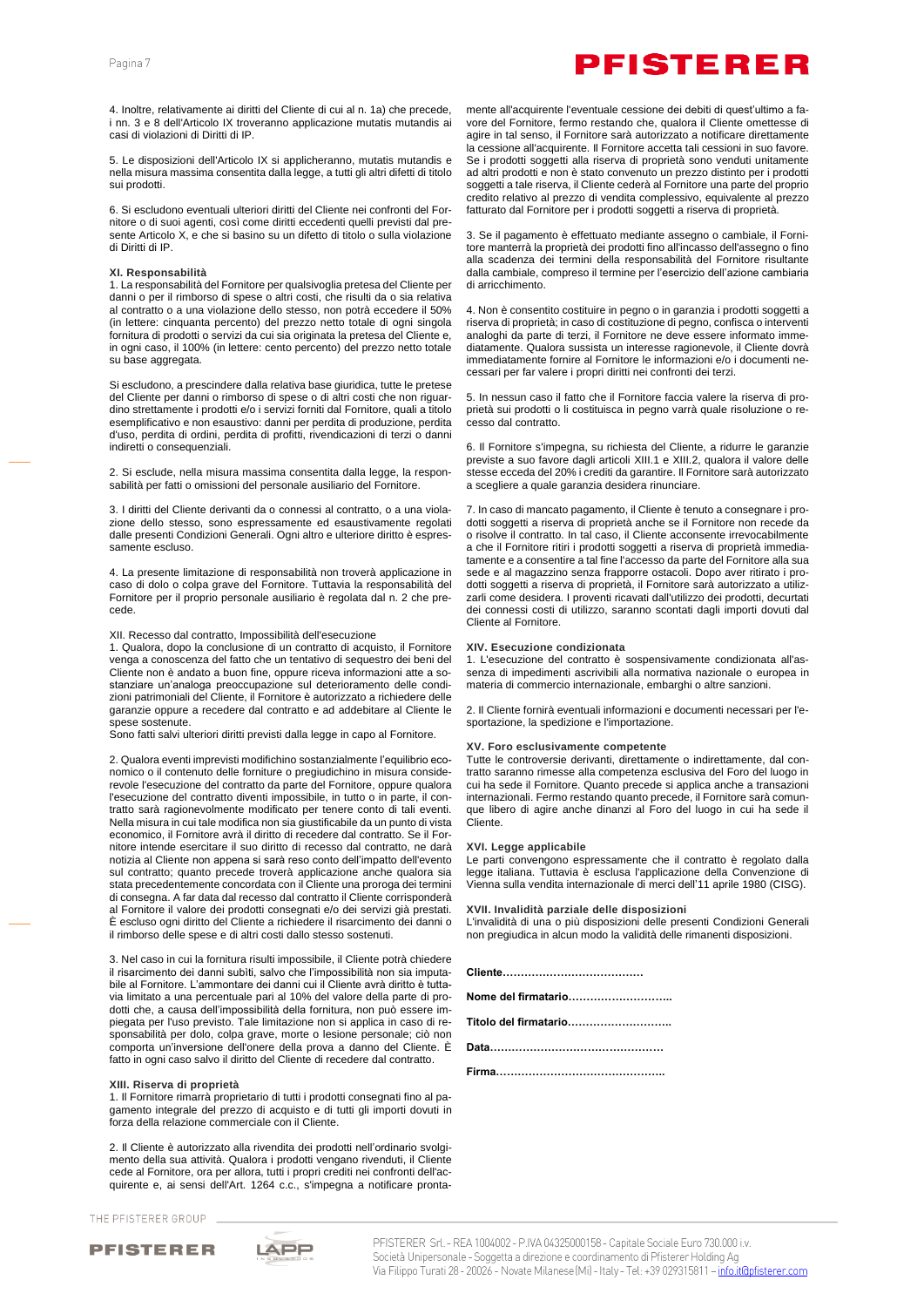4. Inoltre, relativamente ai diritti del Cliente di cui al n. 1a) che precede, i nn. 3 e 8 dell'Articolo IX troveranno applicazione mutatis mutandis ai casi di violazioni di Diritti di IP.

5. Le disposizioni dell'Articolo IX si applicheranno, mutatis mutandis e nella misura massima consentita dalla legge, a tutti gli altri difetti di titolo sui prodotti.

6. Si escludono eventuali ulteriori diritti del Cliente nei confronti del Fornitore o di suoi agenti, così come diritti eccedenti quelli previsti dal presente Articolo X, e che si basino su un difetto di titolo o sulla violazione di Diritti di IP.

**XI. Responsabilità**

1. La responsabilità del Fornitore per qualsivoglia pretesa del Cliente per danni o per il rimborso di spese o altri costi, che risulti da o sia relativa al contratto o a una violazione dello stesso, non potrà eccedere il 50% (in lettere: cinquanta percento) del prezzo netto totale di ogni singola fornitura di prodotti o servizi da cui sia originata la pretesa del Cliente e, in ogni caso, il 100% (in lettere: cento percento) del prezzo netto totale su base aggregata.

Si escludono, a prescindere dalla relativa base giuridica, tutte le pretese del Cliente per danni o rimborso di spese o di altri costi che non riguardino strettamente i prodotti e/o i servizi forniti dal Fornitore, quali a titolo esemplificativo e non esaustivo: danni per perdita di produzione, perdita d'uso, perdita di ordini, perdita di profitti, rivendicazioni di terzi o danni indiretti o consequenziali.

2. Si esclude, nella misura massima consentita dalla legge, la responsabilità per fatti o omissioni del personale ausiliario del Fornitore.

3. I diritti del Cliente derivanti da o connessi al contratto, o a una violazione dello stesso, sono espressamente ed esaustivamente regolati dalle presenti Condizioni Generali. Ogni altro e ulteriore diritto è espressamente escluso.

4. La presente limitazione di responsabilità non troverà applicazione in caso di dolo o colpa grave del Fornitore. Tuttavia la responsabilità del Fornitore per il proprio personale ausiliario è regolata dal n. 2 che precede.

XII. Recesso dal contratto, Impossibilità dell'esecuzione

1. Qualora, dopo la conclusione di un contratto di acquisto, il Fornitore venga a conoscenza del fatto che un tentativo di sequestro dei beni del Cliente non è andato a buon fine, oppure riceva informazioni atte a sostanziare un'analoga preoccupazione sul deterioramento delle condizioni patrimoniali del Cliente, il Fornitore è autorizzato a richiedere delle garanzie oppure a recedere dal contratto e ad addebitare al Cliente le spese sostenute.
Sono fatti salvi ulteriori diritti previsti dalla legge in capo al Fornitore.

2. Qualora eventi imprevisti modifichino sostanzialmente l'equilibrio economico o il contenuto delle forniture o pregiudichino in misura considerevole l'esecuzione del contratto da parte del Fornitore, oppure qualora l'esecuzione del contratto diventi impossibile, in tutto o in parte, il contratto sarà ragionevolmente modificato per tenere conto di tali eventi. Nella misura in cui tale modifica non sia giustificabile da un punto di vista economico, il Fornitore avrà il diritto di recedere dal contratto. Se il Fornitore intende esercitare il suo diritto di recesso dal contratto, ne darà notizia al Cliente non appena si sarà reso conto dell'impatto dell'evento sul contratto; quanto precede troverà applicazione anche qualora sia stata precedentemente concordata con il Cliente una proroga dei termini di consegna. A far data dal recesso dal contratto il Cliente corrisponderà al Fornitore il valore dei prodotti consegnati e/o dei servizi già prestati. È escluso ogni diritto del Cliente a richiedere il risarcimento dei danni o il rimborso delle spese e di altri costi dallo stesso sostenuti.

3. Nel caso in cui la fornitura risulti impossibile, il Cliente potrà chiedere il risarcimento dei danni subiti, salvo che l'impossibilità non sia imputabile al Fornitore. L'ammontare dei danni cui il Cliente avrà diritto è tuttavia limitato a una percentuale pari al 10% del valore della parte di prodotti che, a causa dell'impossibilità della fornitura, non può essere impiegata per l'uso previsto. Tale limitazione non si applica in caso di responsabilità per dolo, colpa grave, morte o lesione personale; ciò non comporta un'inversione dell'onere della prova a danno del Cliente. È fatto in ogni caso salvo il diritto del Cliente di recedere dal contratto.

**XIII. Riserva di proprietà**

1. Il Fornitore rimarrà proprietario di tutti i prodotti consegnati fino al pagamento integrale del prezzo di acquisto e di tutti gli importi dovuti in forza della relazione commerciale con il Cliente.

2. Il Cliente è autorizzato alla rivendita dei prodotti nell'ordinario svolgimento della sua attività. Qualora i prodotti vengano rivenduti, il Cliente cede al Fornitore, ora per allora, tutti i propri crediti nei confronti dell'acquirente e, ai sensi dell'Art. 1264 c.c., s'impegna a notificare prontamente all'acquirente l'eventuale cessione dei debiti di quest'ultimo a favore del Fornitore, fermo restando che, qualora il Cliente omettesse di agire in tal senso, il Fornitore sarà autorizzato a notificare direttamente la cessione all'acquirente. Il Fornitore accetta tali cessioni in suo favore. Se i prodotti soggetti alla riserva di proprietà sono venduti unitamente ad altri prodotti e non è stato convenuto un prezzo distinto per i prodotti soggetti a tale riserva, il Cliente cederà al Fornitore una parte del proprio credito relativo al prezzo di vendita complessivo, equivalente al prezzo fatturato dal Fornitore per i prodotti soggetti a riserva di proprietà.

3. Se il pagamento è effettuato mediante assegno o cambiale, il Fornitore manterrà la proprietà dei prodotti fino all'incasso dell'assegno o fino alla scadenza dei termini della responsabilità del Fornitore risultante dalla cambiale, compreso il termine per l'esercizio dell'azione cambiaria di arricchimento.

4. Non è consentito costituire in pegno o in garanzia i prodotti soggetti a riserva di proprietà; in caso di costituzione di pegno, confisca o interventi analoghi da parte di terzi, il Fornitore ne deve essere informato immediatamente. Qualora sussista un interesse ragionevole, il Cliente dovrà immediatamente fornire al Fornitore le informazioni e/o i documenti necessari per far valere i propri diritti nei confronti dei terzi.

5. In nessun caso il fatto che il Fornitore faccia valere la riserva di proprietà sui prodotti o li costituisca in pegno varrà quale risoluzione o recesso dal contratto.

6. Il Fornitore s'impegna, su richiesta del Cliente, a ridurre le garanzie previste a suo favore dagli articoli XIII.1 e XIII.2, qualora il valore delle stesse ecceda del 20% i crediti da garantire. Il Fornitore sarà autorizzato a scegliere a quale garanzia desidera rinunciare.

7. In caso di mancato pagamento, il Cliente è tenuto a consegnare i prodotti soggetti a riserva di proprietà anche se il Fornitore non recede da o risolve il contratto. In tal caso, il Cliente acconsente irrevocabilmente a che il Fornitore ritiri i prodotti soggetti a riserva di proprietà immediatamente e a consentire a tal fine l'accesso da parte del Fornitore alla sua sede e al magazzino senza frapporre ostacoli. Dopo aver ritirato i prodotti soggetti a riserva di proprietà, il Fornitore sarà autorizzato a utilizzarli come desidera. I proventi ricavati dall'utilizzo dei prodotti, decurtati dei connessi costi di utilizzo, saranno scontati dagli importi dovuti dal Cliente al Fornitore.

**XIV. Esecuzione condizionata**

1. L'esecuzione del contratto è sospensivamente condizionata all'assenza di impedimenti ascrivibili alla normativa nazionale o europea in materia di commercio internazionale, embarghi o altre sanzioni.

2. Il Cliente fornirà eventuali informazioni e documenti necessari per l'esportazione, la spedizione e l'importazione.

**XV. Foro esclusivamente competente**

Tutte le controversie derivanti, direttamente o indirettamente, dal contratto saranno rimesse alla competenza esclusiva del Foro del luogo in cui ha sede il Fornitore. Quanto precede si applica anche a transazioni internazionali. Fermo restando quanto precede, il Fornitore sarà comunque libero di agire anche dinanzi al Foro del luogo in cui ha sede il Cliente.

**XVI. Legge applicabile**

Le parti convengono espressamente che il contratto è regolato dalla legge italiana. Tuttavia è esclusa l'applicazione della Convenzione di Vienna sulla vendita internazionale di merci dell'11 aprile 1980 (CISG).

**XVII. Invalidità parziale delle disposizioni**

L'invalidità di una o più disposizioni delle presenti Condizioni Generali non pregiudica in alcun modo la validità delle rimanenti disposizioni.

**Cliente………………………………….**

**Nome del firmatario………………………..**

**Titolo del firmatario………………………..**

**Data…………………………………………**

**Firma………………………………………..**

PFISTERER Srl - REA 1004002 - P.IVA 04325000158 - Capitale Sociale Euro 730.000 i.v.
Società Unipersonale - Soggetta a direzione e coordinamento di Pfisterer Holding Ag
Via Filippo Turati 28 - 20026 - Novate Milanese (Mi) - Italy - Tel: +39 029315811 – info.it@pfisterer.com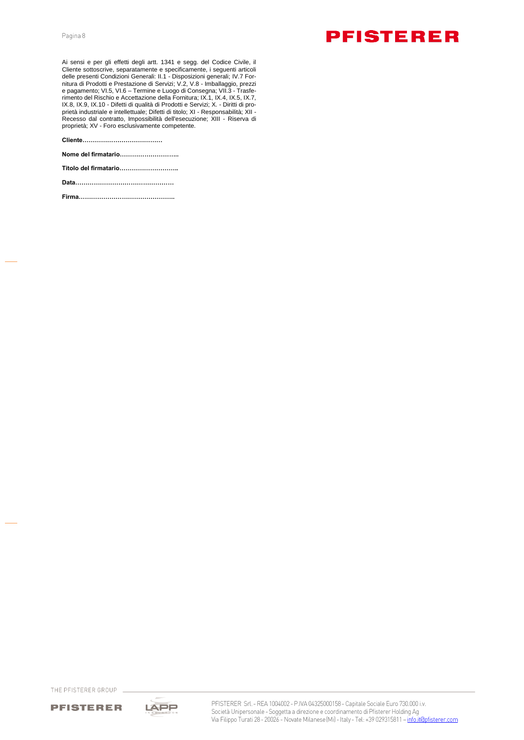Ai sensi e per gli effetti degli artt. 1341 e segg. del Codice Civile, il Cliente sottoscrive, separatamente e specificamente, i seguenti articoli delle presenti Condizioni Generali: II.1 - Disposizioni generali; IV.7 Fornitura di Prodotti e Prestazione di Servizi; V.2, V.8 - Imballaggio, prezzi e pagamento; VI.5, VI.6 – Termine e Luogo di Consegna; VII.3 - Trasferimento del Rischio e Accettazione della Fornitura; IX.1, IX.4, IX.5, IX.7, IX.8, IX.9, IX.10 - Difetti di qualità di Prodotti e Servizi; X. - Diritti di proprietà industriale e intellettuale; Difetti di titolo; XI - Responsabilità; XII - Recesso dal contratto, Impossibilità dell'esecuzione; XIII - Riserva di proprietà; XV - Foro esclusivamente competente.

**Cliente…………………………………**

**Nome del firmatario………………………..**

**Titolo del firmatario………………………..**

**Data…………………………………………**

**Firma………………………………………..**

THE PFISTERER GROUP

PFISTERER Srl. - REA 1004002 - P.IVA 04325000158 - Capitale Sociale Euro 730.000 i.v.
Società Unipersonale - Soggetta a direzione e coordinamento di Pfisterer Holding Ag
Via Filippo Turati 28 - 20026 - Novate Milanese (Mi) - Italy - Tel: +39 029315811 – info.it@pfisterer.com